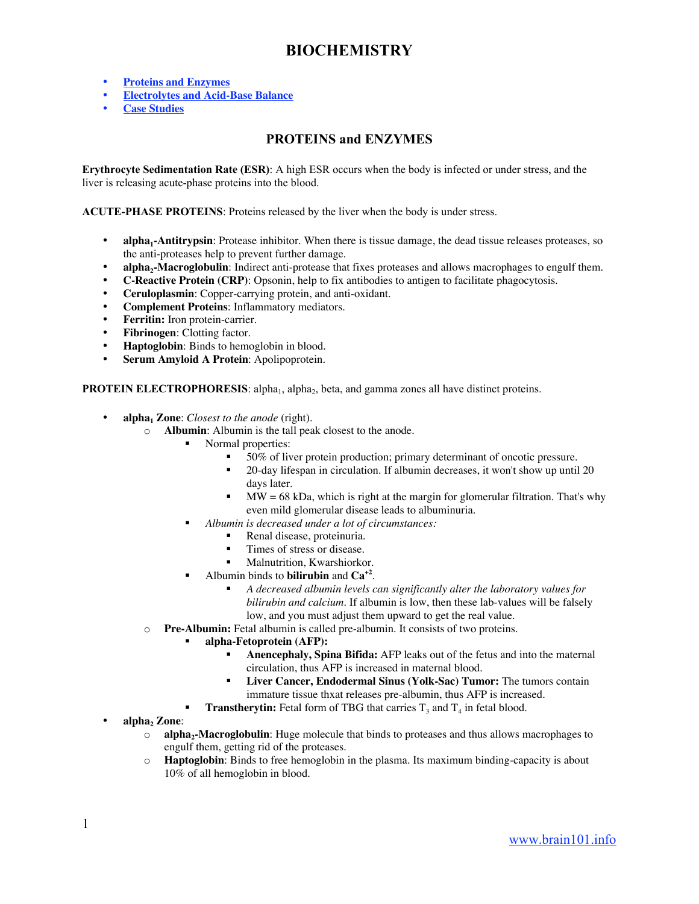# BIOCHEMISTRY

- [Proteins and Enzymes]
- [Electrolytes and Acid-Base Balance]
- [Case Studies]

## PROTEINS and ENZYMES

**Erythrocyte Sedimentation Rate (ESR)**: A high ESR occurs when the body is infected or under stress, and the liver is releasing acute-phase proteins into the blood.

**ACUTE-PHASE PROTEINS**: Proteins released by the liver when the body is under stress.

- **alpha$_1$-Antitrypsin**: Protease inhibitor. When there is tissue damage, the dead tissue releases proteases, so the anti-proteases help to prevent further damage.
- **alpha$_2$-Macroglobulin**: Indirect anti-protease that fixes proteases and allows macrophages to engulf them.
- **C-Reactive Protein (CRP)**: Opsonin, help to fix antibodies to antigen to facilitate phagocytosis.
- **Ceruloplasmin**: Copper-carrying protein, and anti-oxidant.
- **Complement Proteins**: Inflammatory mediators.
- **Ferritin:** Iron protein-carrier.
- **Fibrinogen**: Clotting factor.
- **Haptoglobin**: Binds to hemoglobin in blood.
- **Serum Amyloid A Protein**: Apolipoprotein.

**PROTEIN ELECTROPHORESIS**: alpha$_1$, alpha$_2$, beta, and gamma zones all have distinct proteins.

- **alpha$_1$ Zone**: *Closest to the anode* (right).
  - **Albumin**: Albumin is the tall peak closest to the anode.
    - Normal properties:
      - 50% of liver protein production; primary determinant of oncotic pressure.
      - 20-day lifespan in circulation. If albumin decreases, it won't show up until 20 days later.
      - MW = 68 kDa, which is right at the margin for glomerular filtration. That's why even mild glomerular disease leads to albuminuria.
    - *Albumin is decreased under a lot of circumstances:*
      - Renal disease, proteinuria.
      - Times of stress or disease.
      - Malnutrition, Kwarshiorkor.
    - Albumin binds to **bilirubin** and **$Ca^{+2}$**.
      - *A decreased albumin levels can significantly alter the laboratory values for bilirubin and calcium*. If albumin is low, then these lab-values will be falsely low, and you must adjust them upward to get the real value.
  - **Pre-Albumin:** Fetal albumin is called pre-albumin. It consists of two proteins.
    - **alpha-Fetoprotein (AFP):**
      - **Anencephaly, Spina Bifida:** AFP leaks out of the fetus and into the maternal circulation, thus AFP is increased in maternal blood.
      - **Liver Cancer, Endodermal Sinus (Yolk-Sac) Tumor:** The tumors contain immature tissue thxat releases pre-albumin, thus AFP is increased.
    - **Transtherytin:** Fetal form of TBG that carries $T_3$ and $T_4$ in fetal blood.
- **alpha$_2$ Zone**:
  - **alpha$_2$-Macroglobulin**: Huge molecule that binds to proteases and thus allows macrophages to engulf them, getting rid of the proteases.
  - **Haptoglobin**: Binds to free hemoglobin in the plasma. Its maximum binding-capacity is about 10% of all hemoglobin in blood.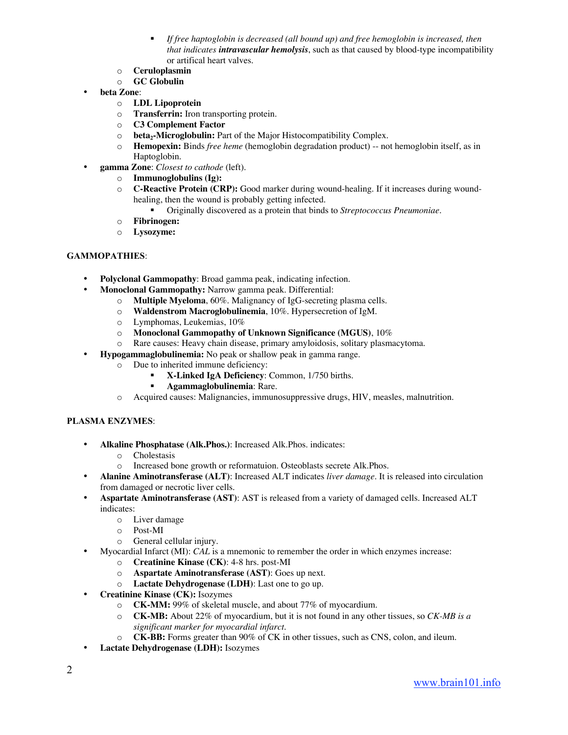- *If free haptoglobin is decreased (all bound up) and free hemoglobin is increased, then that indicates **intravascular hemolysis**, such as that caused by blood-type incompatibility or artifical heart valves.*
    - **Ceruloplasmin**
    - **GC Globulin**
- **beta Zone**:
    - **LDL Lipoprotein**
    - **Transferrin:** Iron transporting protein.
    - **C3 Complement Factor**
    - **beta$_2$-Microglobulin:** Part of the Major Histocompatibility Complex.
    - **Hemopexin:** Binds *free heme* (hemoglobin degradation product) -- not hemoglobin itself, as in Haptoglobin.
- **gamma Zone**: *Closest to cathode* (left).
    - **Immunoglobulins (Ig):**
    - **C-Reactive Protein (CRP):** Good marker during wound-healing. If it increases during wound-healing, then the wound is probably getting infected.
        - Originally discovered as a protein that binds to *Streptococcus Pneumoniae*.
    - **Fibrinogen:**
    - **Lysozyme:**

**GAMMOPATHIES**:

- **Polyclonal Gammopathy**: Broad gamma peak, indicating infection.
- **Monoclonal Gammopathy:** Narrow gamma peak. Differential:
    - **Multiple Myeloma**, 60%. Malignancy of IgG-secreting plasma cells.
    - **Waldenstrom Macroglobulinemia**, 10%. Hypersecretion of IgM.
    - Lymphomas, Leukemias, 10%
    - **Monoclonal Gammopathy of Unknown Significance (MGUS)**, 10%
    - Rare causes: Heavy chain disease, primary amyloidosis, solitary plasmacytoma.
- **Hypogammaglobulinemia:** No peak or shallow peak in gamma range.
    - Due to inherited immune deficiency:
        - **X-Linked IgA Deficiency**: Common, 1/750 births.
        - **Agammaglobulinemia**: Rare.
    - Acquired causes: Malignancies, immunosuppressive drugs, HIV, measles, malnutrition.

**PLASMA ENZYMES**:

- **Alkaline Phosphatase (Alk.Phos.)**: Increased Alk.Phos. indicates:
    - Cholestasis
    - Increased bone growth or reformatuion. Osteoblasts secrete Alk.Phos.
- **Alanine Aminotransferase (ALT)**: Increased ALT indicates *liver damage*. It is released into circulation from damaged or necrotic liver cells.
- **Aspartate Aminotransferase (AST)**: AST is released from a variety of damaged cells. Increased ALT indicates:
    - Liver damage
    - Post-MI
    - General cellular injury.
- Myocardial Infarct (MI): *CAL* is a mnemonic to remember the order in which enzymes increase:
    - **Creatinine Kinase (CK)**: 4-8 hrs. post-MI
    - **Aspartate Aminotransferase (AST)**: Goes up next.
    - **Lactate Dehydrogenase (LDH)**: Last one to go up.
- **Creatinine Kinase (CK):** Isozymes
    - **CK-MM:** 99% of skeletal muscle, and about 77% of myocardium.
    - **CK-MB:** About 22% of myocardium, but it is not found in any other tissues, so *CK-MB is a significant marker for myocardial infarct*.
    - **CK-BB:** Forms greater than 90% of CK in other tissues, such as CNS, colon, and ileum.
- **Lactate Dehydrogenase (LDH):** Isozymes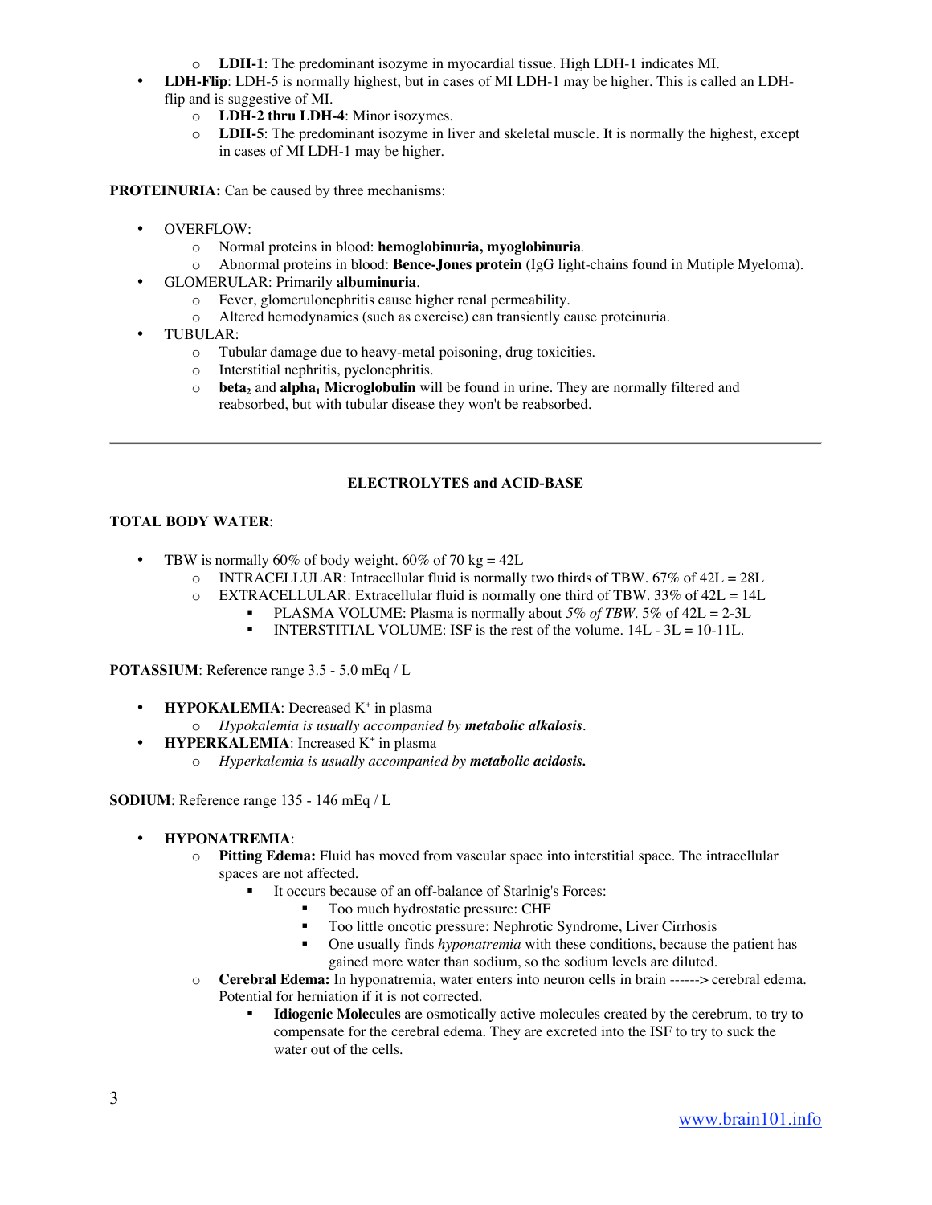- **LDH-1**: The predominant isozyme in myocardial tissue. High LDH-1 indicates MI.
- **LDH-Flip**: LDH-5 is normally highest, but in cases of MI LDH-1 may be higher. This is called an LDH-flip and is suggestive of MI.
  - **LDH-2 thru LDH-4**: Minor isozymes.
  - **LDH-5**: The predominant isozyme in liver and skeletal muscle. It is normally the highest, except in cases of MI LDH-1 may be higher.

**PROTEINURIA:** Can be caused by three mechanisms:

- OVERFLOW:
  - Normal proteins in blood: **hemoglobinuria, myoglobinuria**.
  - Abnormal proteins in blood: **Bence-Jones protein** (IgG light-chains found in Mutiple Myeloma).
- GLOMERULAR: Primarily **albuminuria**.
  - Fever, glomerulonephritis cause higher renal permeability.
  - Altered hemodynamics (such as exercise) can transiently cause proteinuria.
- TUBULAR:
  - Tubular damage due to heavy-metal poisoning, drug toxicities.
  - Interstitial nephritis, pyelonephritis.
  - **beta$_2$** and **alpha$_1$ Microglobulin** will be found in urine. They are normally filtered and reabsorbed, but with tubular disease they won't be reabsorbed.

---

## ELECTROLYTES and ACID-BASE

**TOTAL BODY WATER**:

- TBW is normally 60% of body weight. 60% of 70 kg = 42L
  - INTRACELLULAR: Intracellular fluid is normally two thirds of TBW. 67% of 42L = 28L
  - EXTRACELLULAR: Extracellular fluid is normally one third of TBW. 33% of 42L = 14L
    - PLASMA VOLUME: Plasma is normally about *5% of TBW*. 5% of 42L = 2-3L
    - INTERSTITIAL VOLUME: ISF is the rest of the volume. 14L - 3L = 10-11L.

**POTASSIUM**: Reference range 3.5 - 5.0 mEq / L

- **HYPOKALEMIA**: Decreased $K^+$ in plasma
  - *Hypokalemia is usually accompanied by **metabolic alkalosis**.*
- **HYPERKALEMIA**: Increased $K^+$ in plasma
  - *Hyperkalemia is usually accompanied by **metabolic acidosis.***

**SODIUM**: Reference range 135 - 146 mEq / L

- **HYPONATREMIA**:
  - **Pitting Edema:** Fluid has moved from vascular space into interstitial space. The intracellular spaces are not affected.
    - It occurs because of an off-balance of Starlnig's Forces:
      - Too much hydrostatic pressure: CHF
      - Too little oncotic pressure: Nephrotic Syndrome, Liver Cirrhosis
      - One usually finds *hyponatremia* with these conditions, because the patient has gained more water than sodium, so the sodium levels are diluted.
  - **Cerebral Edema:** In hyponatremia, water enters into neuron cells in brain ------> cerebral edema. Potential for herniation if it is not corrected.
    - **Idiogenic Molecules** are osmotically active molecules created by the cerebrum, to try to compensate for the cerebral edema. They are excreted into the ISF to try to suck the water out of the cells.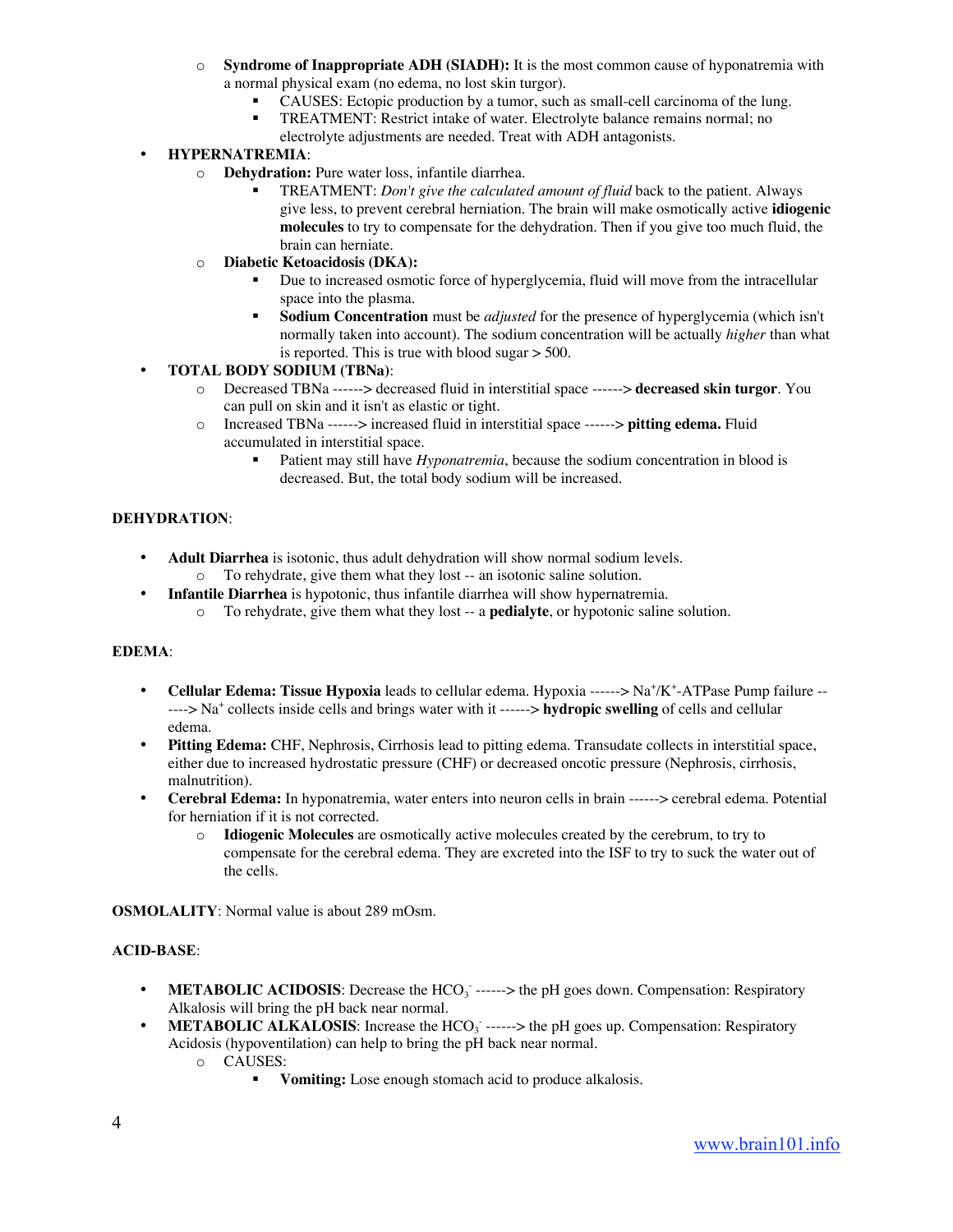- **Syndrome of Inappropriate ADH (SIADH):** It is the most common cause of hyponatremia with a normal physical exam (no edema, no lost skin turgor).
     - CAUSES: Ectopic production by a tumor, such as small-cell carcinoma of the lung.
     - TREATMENT: Restrict intake of water. Electrolyte balance remains normal; no electrolyte adjustments are needed. Treat with ADH antagonists.
- **HYPERNATREMIA**:
   - **Dehydration:** Pure water loss, infantile diarrhea.
     - TREATMENT: *Don't give the calculated amount of fluid* back to the patient. Always give less, to prevent cerebral herniation. The brain will make osmotically active **idiogenic molecules** to try to compensate for the dehydration. Then if you give too much fluid, the brain can herniate.
   - **Diabetic Ketoacidosis (DKA):**
     - Due to increased osmotic force of hyperglycemia, fluid will move from the intracellular space into the plasma.
     - **Sodium Concentration** must be *adjusted* for the presence of hyperglycemia (which isn't normally taken into account). The sodium concentration will be actually *higher* than what is reported. This is true with blood sugar > 500.
- **TOTAL BODY SODIUM (TBNa)**:
   - Decreased TBNa ------> decreased fluid in interstitial space ------> **decreased skin turgor**. You can pull on skin and it isn't as elastic or tight.
   - Increased TBNa ------> increased fluid in interstitial space ------> **pitting edema.** Fluid accumulated in interstitial space.
     - Patient may still have *Hyponatremia*, because the sodium concentration in blood is decreased. But, the total body sodium will be increased.

**DEHYDRATION**:

- **Adult Diarrhea** is isotonic, thus adult dehydration will show normal sodium levels.
   - To rehydrate, give them what they lost -- an isotonic saline solution.
- **Infantile Diarrhea** is hypotonic, thus infantile diarrhea will show hypernatremia.
   - To rehydrate, give them what they lost -- a **pedialyte**, or hypotonic saline solution.

**EDEMA**:

- **Cellular Edema: Tissue Hypoxia** leads to cellular edema. Hypoxia ------> $Na^+/K^+$-ATPase Pump failure ------> $Na^+$ collects inside cells and brings water with it ------> **hydropic swelling** of cells and cellular edema.
- **Pitting Edema:** CHF, Nephrosis, Cirrhosis lead to pitting edema. Transudate collects in interstitial space, either due to increased hydrostatic pressure (CHF) or decreased oncotic pressure (Nephrosis, cirrhosis, malnutrition).
- **Cerebral Edema:** In hyponatremia, water enters into neuron cells in brain ------> cerebral edema. Potential for herniation if it is not corrected.
   - **Idiogenic Molecules** are osmotically active molecules created by the cerebrum, to try to compensate for the cerebral edema. They are excreted into the ISF to try to suck the water out of the cells.

**OSMOLALITY**: Normal value is about 289 mOsm.

**ACID-BASE**:

- **METABOLIC ACIDOSIS**: Decrease the $HCO_3^-$ ------> the pH goes down. Compensation: Respiratory Alkalosis will bring the pH back near normal.
- **METABOLIC ALKALOSIS**: Increase the $HCO_3^-$ ------> the pH goes up. Compensation: Respiratory Acidosis (hypoventilation) can help to bring the pH back near normal.
   - CAUSES:
     - **Vomiting:** Lose enough stomach acid to produce alkalosis.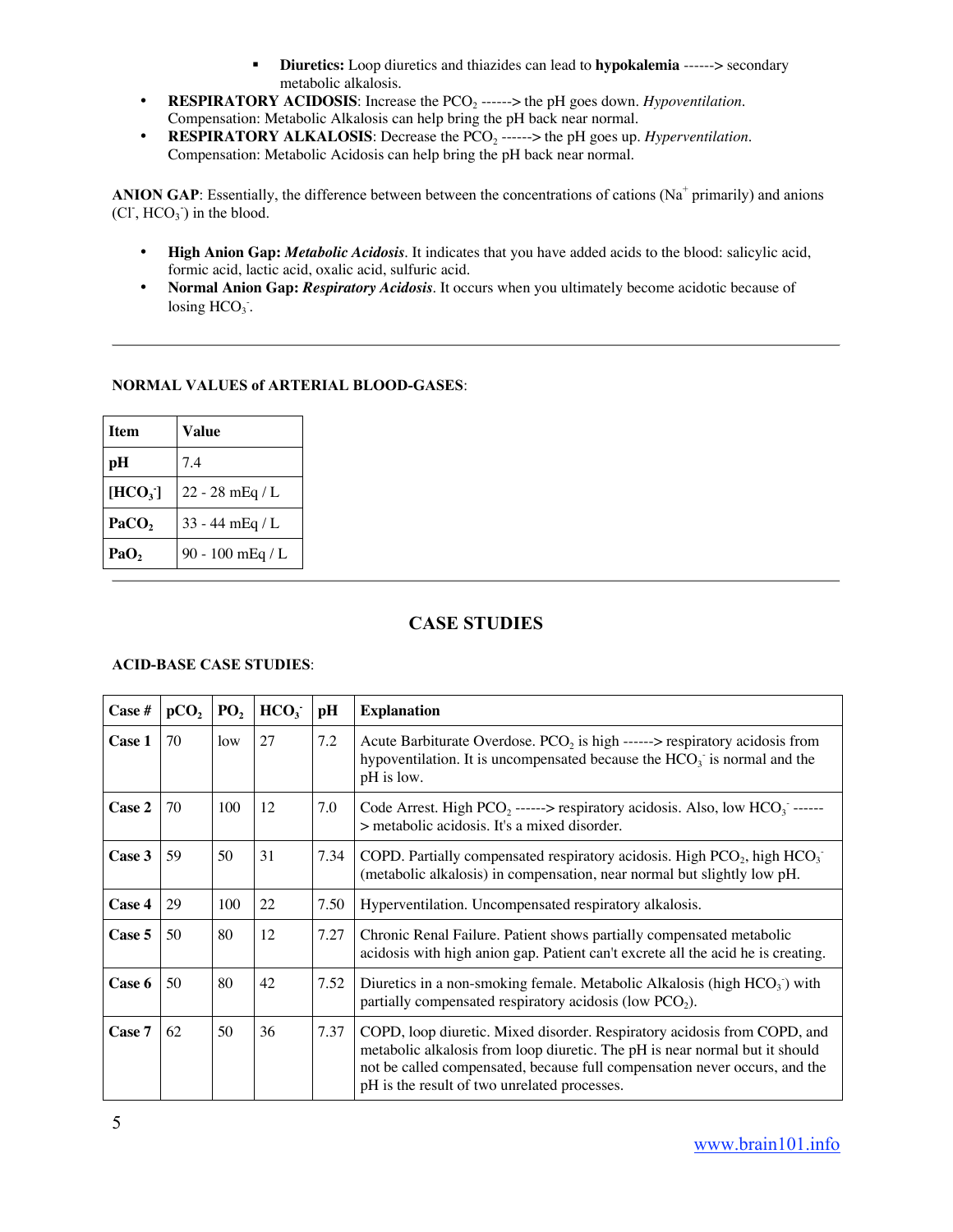- **Diuretics:** Loop diuretics and thiazides can lead to **hypokalemia** ------> secondary metabolic alkalosis.
- **RESPIRATORY ACIDOSIS**: Increase the $PCO_2$ ------> the pH goes down. *Hypoventilation*. Compensation: Metabolic Alkalosis can help bring the pH back near normal.
- **RESPIRATORY ALKALOSIS**: Decrease the $PCO_2$ ------> the pH goes up. *Hyperventilation*. Compensation: Metabolic Acidosis can help bring the pH back near normal.

**ANION GAP**: Essentially, the difference between between the concentrations of cations ($Na^+$ primarily) and anions ($Cl^-$, $HCO_3^-$) in the blood.

- **High Anion Gap:** ***Metabolic Acidosis***. It indicates that you have added acids to the blood: salicylic acid, formic acid, lactic acid, oxalic acid, sulfuric acid.
- **Normal Anion Gap:** ***Respiratory Acidosis***. It occurs when you ultimately become acidotic because of losing $HCO_3^-$.

---

**NORMAL VALUES of ARTERIAL BLOOD-GASES**:

| **Item** | **Value** |
|---|---|
| **pH** | 7.4 |
| **[$HCO_3^-$]** | 22 - 28 mEq / L |
| **$PaCO_2$** | 33 - 44 mEq / L |
| **$PaO_2$** | 90 - 100 mEq / L |

---

## CASE STUDIES

**ACID-BASE CASE STUDIES**:

| **Case #** | **$pCO_2$** | **$PO_2$** | **$HCO_3^-$** | **pH** | **Explanation** |
|---|---|---|---|---|---|
| **Case 1** | 70 | low | 27 | 7.2 | Acute Barbiturate Overdose. $PCO_2$ is high ------> respiratory acidosis from hypoventilation. It is uncompensated because the $HCO_3^-$ is normal and the pH is low. |
| **Case 2** | 70 | 100 | 12 | 7.0 | Code Arrest. High $PCO_2$ ------> respiratory acidosis. Also, low $HCO_3^-$ ------> metabolic acidosis. It's a mixed disorder. |
| **Case 3** | 59 | 50 | 31 | 7.34 | COPD. Partially compensated respiratory acidosis. High $PCO_2$, high $HCO_3^-$ (metabolic alkalosis) in compensation, near normal but slightly low pH. |
| **Case 4** | 29 | 100 | 22 | 7.50 | Hyperventilation. Uncompensated respiratory alkalosis. |
| **Case 5** | 50 | 80 | 12 | 7.27 | Chronic Renal Failure. Patient shows partially compensated metabolic acidosis with high anion gap. Patient can't excrete all the acid he is creating. |
| **Case 6** | 50 | 80 | 42 | 7.52 | Diuretics in a non-smoking female. Metabolic Alkalosis (high $HCO_3^-$) with partially compensated respiratory acidosis (low $PCO_2$). |
| **Case 7** | 62 | 50 | 36 | 7.37 | COPD, loop diuretic. Mixed disorder. Respiratory acidosis from COPD, and metabolic alkalosis from loop diuretic. The pH is near normal but it should not be called compensated, because full compensation never occurs, and the pH is the result of two unrelated processes. |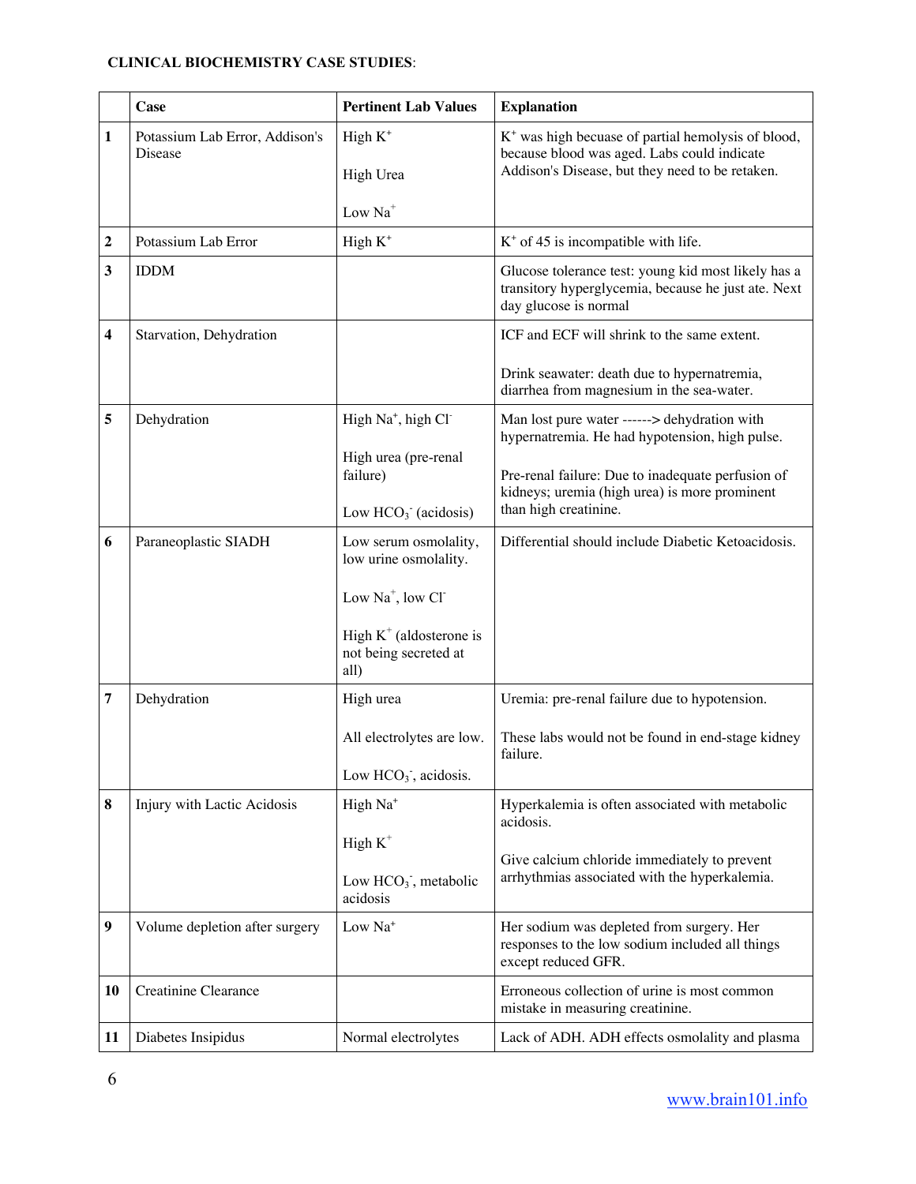**CLINICAL BIOCHEMISTRY CASE STUDIES**:

| | Case | Pertinent Lab Values | Explanation |
|---|---|---|---|
| **1** | Potassium Lab Error, Addison's Disease | High $K^+$<br><br>High Urea<br><br>Low $Na^+$ | $K^+$ was high becuase of partial hemolysis of blood, because blood was aged. Labs could indicate Addison's Disease, but they need to be retaken. |
| **2** | Potassium Lab Error | High $K^+$ | $K^+$ of 45 is incompatible with life. |
| **3** | IDDM | | Glucose tolerance test: young kid most likely has a transitory hyperglycemia, because he just ate. Next day glucose is normal |
| **4** | Starvation, Dehydration | | ICF and ECF will shrink to the same extent.<br><br>Drink seawater: death due to hypernatremia, diarrhea from magnesium in the sea-water. |
| **5** | Dehydration | High $Na^+$, high $Cl^-$<br><br>High urea (pre-renal failure)<br><br>Low $HCO_3^-$ (acidosis) | Man lost pure water ------> dehydration with hypernatremia. He had hypotension, high pulse.<br><br>Pre-renal failure: Due to inadequate perfusion of kidneys; uremia (high urea) is more prominent than high creatinine. |
| **6** | Paraneoplastic SIADH | Low serum osmolality, low urine osmolality.<br><br>Low $Na^+$, low $Cl^-$<br><br>High $K^+$ (aldosterone is not being secreted at all) | Differential should include Diabetic Ketoacidosis. |
| **7** | Dehydration | High urea<br><br>All electrolytes are low.<br><br>Low $HCO_3^-$, acidosis. | Uremia: pre-renal failure due to hypotension.<br><br>These labs would not be found in end-stage kidney failure. |
| **8** | Injury with Lactic Acidosis | High $Na^+$<br><br>High $K^+$<br><br>Low $HCO_3^-$, metabolic acidosis | Hyperkalemia is often associated with metabolic acidosis.<br><br>Give calcium chloride immediately to prevent arrhythmias associated with the hyperkalemia. |
| **9** | Volume depletion after surgery | Low $Na^+$ | Her sodium was depleted from surgery. Her responses to the low sodium included all things except reduced GFR. |
| **10** | Creatinine Clearance | | Erroneous collection of urine is most common mistake in measuring creatinine. |
| **11** | Diabetes Insipidus | Normal electrolytes | Lack of ADH. ADH effects osmolality and plasma |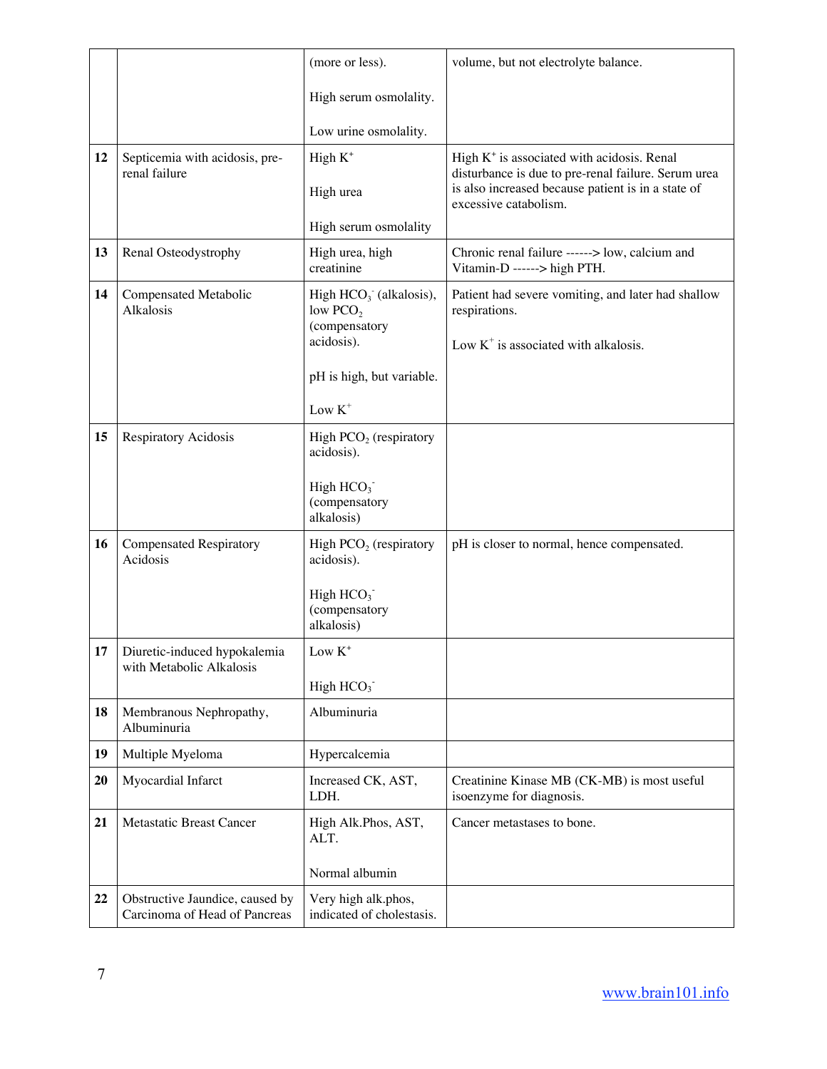| | | | |
|---|---|---|---|
| | | (more or less).<br><br>High serum osmolality.<br><br>Low urine osmolality. | volume, but not electrolyte balance. |
| **12** | Septicemia with acidosis, pre-renal failure | High $K^+$<br><br>High urea<br><br>High serum osmolality | High $K^+$ is associated with acidosis. Renal disturbance is due to pre-renal failure. Serum urea is also increased because patient is in a state of excessive catabolism. |
| **13** | Renal Osteodystrophy | High urea, high creatinine | Chronic renal failure ------> low, calcium and Vitamin-D ------> high PTH. |
| **14** | Compensated Metabolic Alkalosis | High $HCO_3^-$ (alkalosis), low $PCO_2$ (compensatory acidosis).<br><br>pH is high, but variable.<br><br>Low $K^+$ | Patient had severe vomiting, and later had shallow respirations.<br><br>Low $K^+$ is associated with alkalosis. |
| **15** | Respiratory Acidosis | High $PCO_2$ (respiratory acidosis).<br><br>High $HCO_3^-$ (compensatory alkalosis) | |
| **16** | Compensated Respiratory Acidosis | High $PCO_2$ (respiratory acidosis).<br><br>High $HCO_3^-$ (compensatory alkalosis) | pH is closer to normal, hence compensated. |
| **17** | Diuretic-induced hypokalemia with Metabolic Alkalosis | Low $K^+$<br><br>High $HCO_3^-$ | |
| **18** | Membranous Nephropathy, Albuminuria | Albuminuria | |
| **19** | Multiple Myeloma | Hypercalcemia | |
| **20** | Myocardial Infarct | Increased CK, AST, LDH. | Creatinine Kinase MB (CK-MB) is most useful isoenzyme for diagnosis. |
| **21** | Metastatic Breast Cancer | High Alk.Phos, AST, ALT.<br><br>Normal albumin | Cancer metastases to bone. |
| **22** | Obstructive Jaundice, caused by Carcinoma of Head of Pancreas | Very high alk.phos, indicated of cholestasis. | |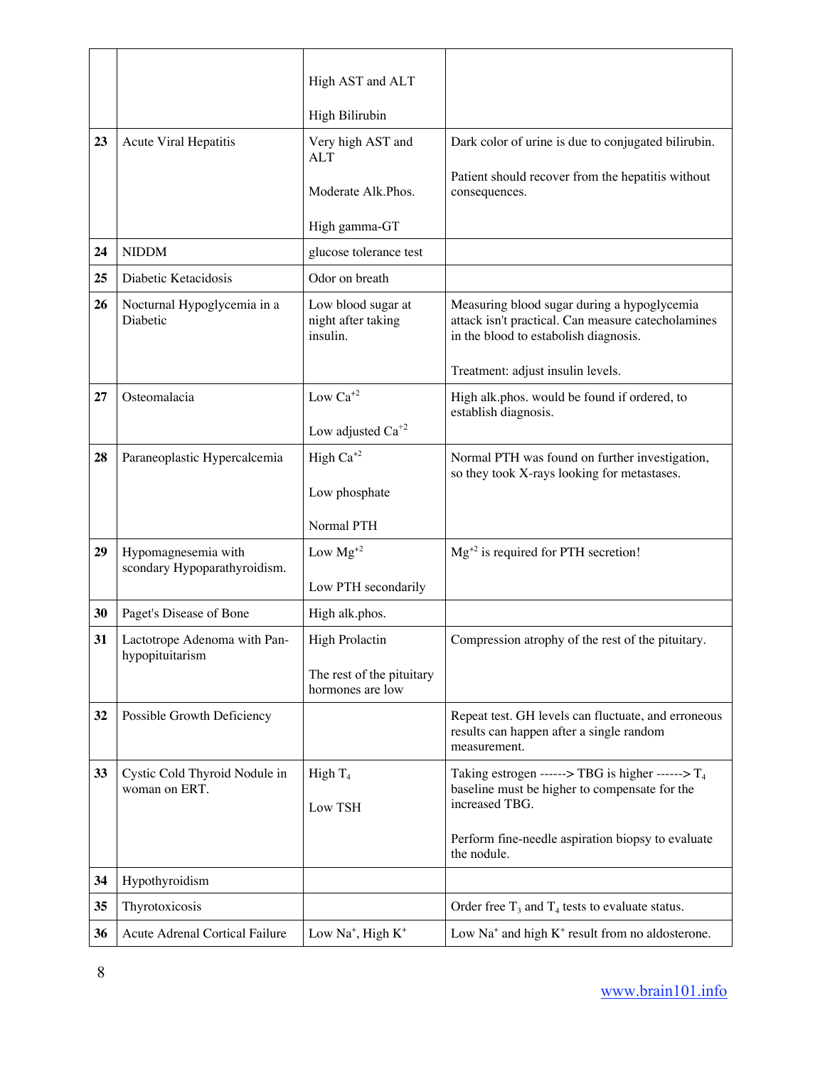| | | | |
|---|---|---|---|
| | | High AST and ALT<br><br>High Bilirubin | |
| 23 | Acute Viral Hepatitis | Very high AST and ALT<br><br>Moderate Alk.Phos.<br><br>High gamma-GT | Dark color of urine is due to conjugated bilirubin.<br><br>Patient should recover from the hepatitis without consequences. |
| 24 | NIDDM | glucose tolerance test | |
| 25 | Diabetic Ketacidosis | Odor on breath | |
| 26 | Nocturnal Hypoglycemia in a Diabetic | Low blood sugar at night after taking insulin. | Measuring blood sugar during a hypoglycemia attack isn't practical. Can measure catecholamines in the blood to estabolish diagnosis.<br><br>Treatment: adjust insulin levels. |
| 27 | Osteomalacia | Low $Ca^{+2}$<br><br>Low adjusted $Ca^{+2}$ | High alk.phos. would be found if ordered, to establish diagnosis. |
| 28 | Paraneoplastic Hypercalcemia | High $Ca^{+2}$<br><br>Low phosphate<br><br>Normal PTH | Normal PTH was found on further investigation, so they took X-rays looking for metastases. |
| 29 | Hypomagnesemia with scondary Hypoparathyroidism. | Low $Mg^{+2}$<br><br>Low PTH secondarily | $Mg^{+2}$ is required for PTH secretion! |
| 30 | Paget's Disease of Bone | High alk.phos. | |
| 31 | Lactotrope Adenoma with Pan-hypopituitarism | High Prolactin<br><br>The rest of the pituitary hormones are low | Compression atrophy of the rest of the pituitary. |
| 32 | Possible Growth Deficiency | | Repeat test. GH levels can fluctuate, and erroneous results can happen after a single random measurement. |
| 33 | Cystic Cold Thyroid Nodule in woman on ERT. | High $T_4$<br><br>Low TSH | Taking estrogen ------> TBG is higher ------> $T_4$ baseline must be higher to compensate for the increased TBG.<br><br>Perform fine-needle aspiration biopsy to evaluate the nodule. |
| 34 | Hypothyroidism | | |
| 35 | Thyrotoxicosis | | Order free $T_3$ and $T_4$ tests to evaluate status. |
| 36 | Acute Adrenal Cortical Failure | Low $Na^+$, High $K^+$ | Low $Na^+$ and high $K^+$ result from no aldosterone. |

www.brain101.info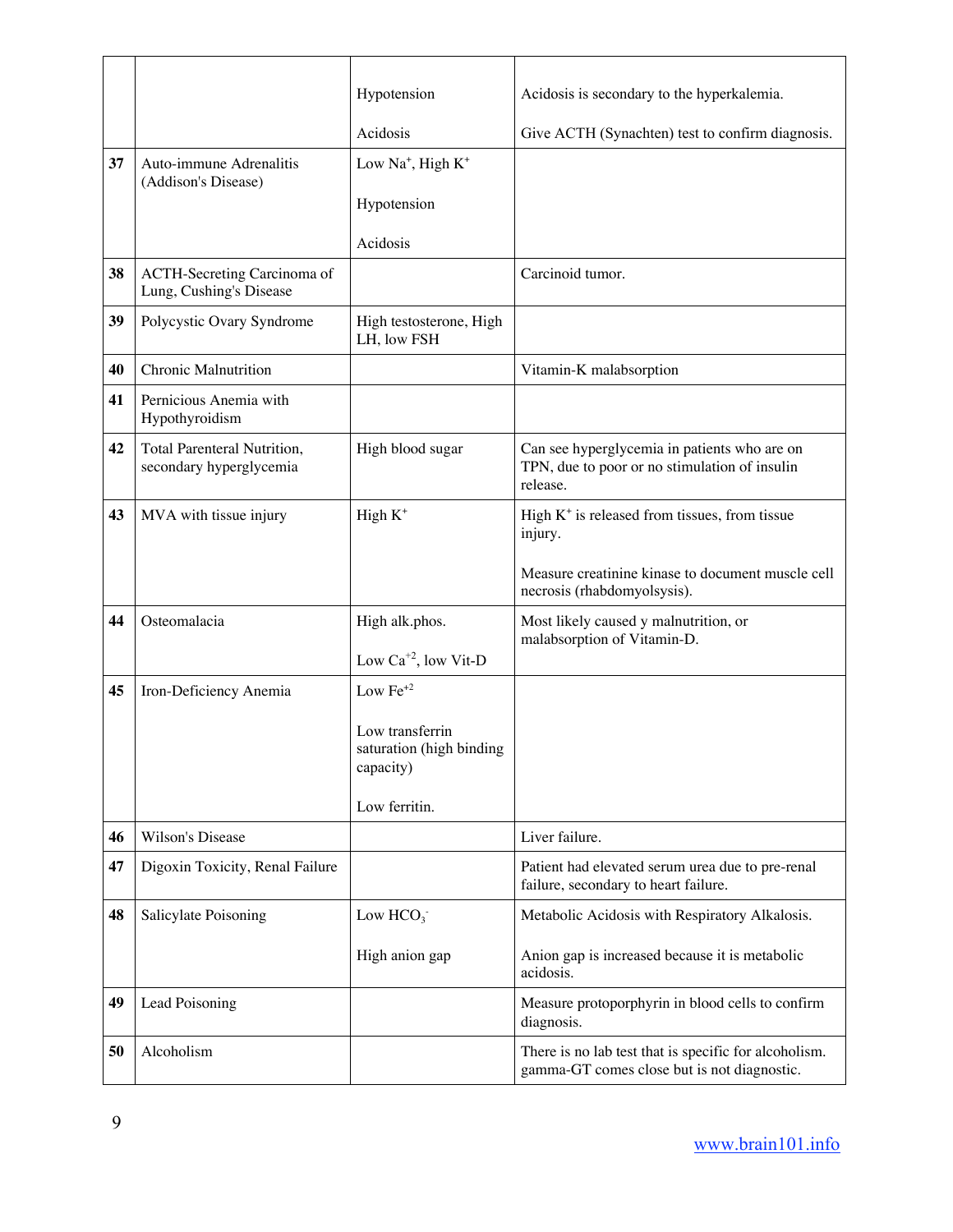| | | | |
|---|---|---|---|
| | | Hypotension<br><br>Acidosis | Acidosis is secondary to the hyperkalemia.<br><br>Give ACTH (Synachten) test to confirm diagnosis. |
| **37** | Auto-immune Adrenalitis (Addison's Disease) | Low $Na^{+}$, High $K^{+}$<br><br>Hypotension<br><br>Acidosis | |
| **38** | ACTH-Secreting Carcinoma of Lung, Cushing's Disease | | Carcinoid tumor. |
| **39** | Polycystic Ovary Syndrome | High testosterone, High LH, low FSH | |
| **40** | Chronic Malnutrition | | Vitamin-K malabsorption |
| **41** | Pernicious Anemia with Hypothyroidism | | |
| **42** | Total Parenteral Nutrition, secondary hyperglycemia | High blood sugar | Can see hyperglycemia in patients who are on TPN, due to poor or no stimulation of insulin release. |
| **43** | MVA with tissue injury | High $K^{+}$ | High $K^{+}$ is released from tissues, from tissue injury.<br><br>Measure creatinine kinase to document muscle cell necrosis (rhabdomyolsysis). |
| **44** | Osteomalacia | High alk.phos.<br><br>Low $Ca^{+2}$, low Vit-D | Most likely caused y malnutrition, or malabsorption of Vitamin-D. |
| **45** | Iron-Deficiency Anemia | Low $Fe^{+2}$<br><br>Low transferrin saturation (high binding capacity)<br><br>Low ferritin. | |
| **46** | Wilson's Disease | | Liver failure. |
| **47** | Digoxin Toxicity, Renal Failure | | Patient had elevated serum urea due to pre-renal failure, secondary to heart failure. |
| **48** | Salicylate Poisoning | Low $HCO_3^-$<br><br>High anion gap | Metabolic Acidosis with Respiratory Alkalosis.<br><br>Anion gap is increased because it is metabolic acidosis. |
| **49** | Lead Poisoning | | Measure protoporphyrin in blood cells to confirm diagnosis. |
| **50** | Alcoholism | | There is no lab test that is specific for alcoholism. gamma-GT comes close but is not diagnostic. |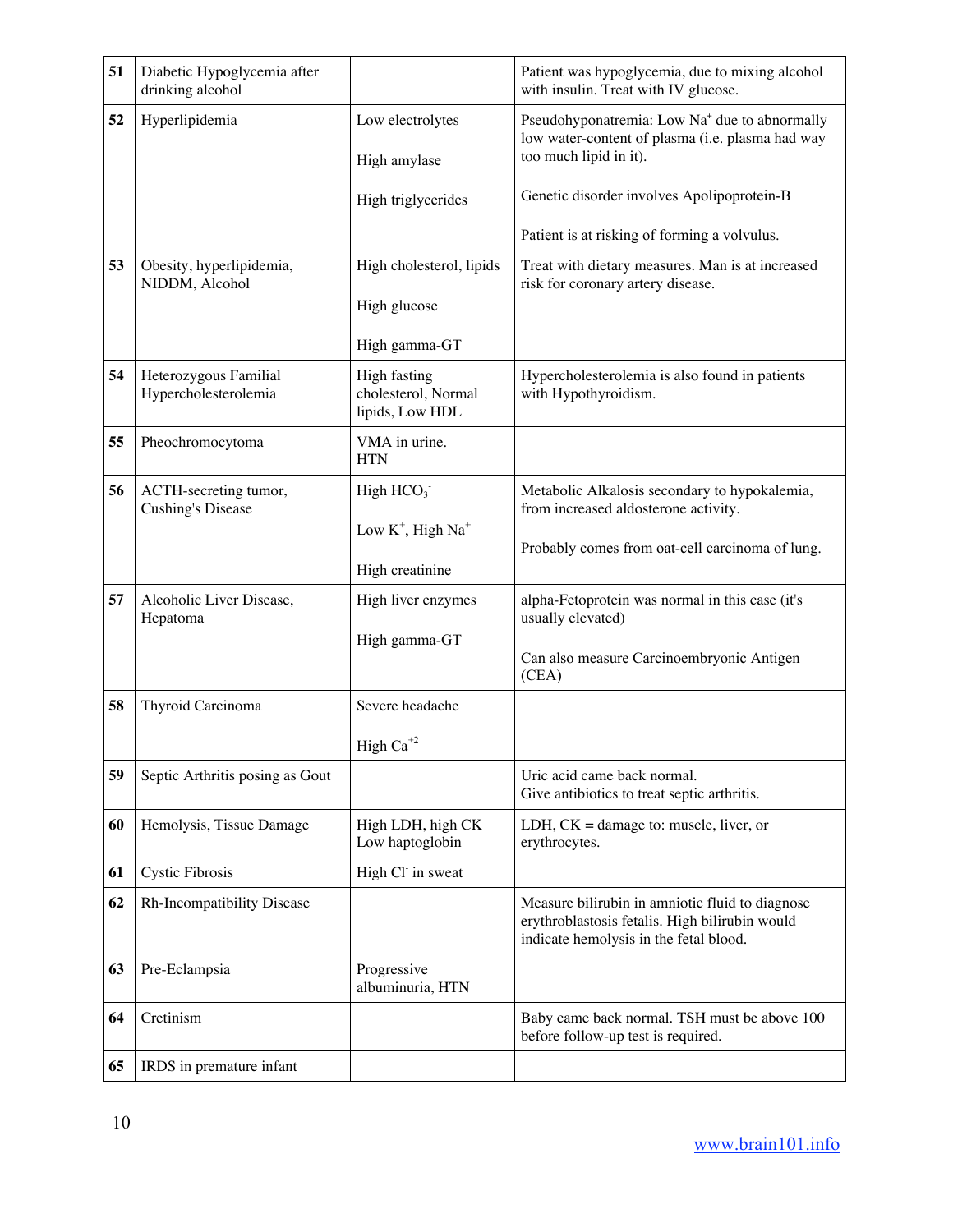| | | | |
|---|---|---|---|
| 51 | Diabetic Hypoglycemia after drinking alcohol | | Patient was hypoglycemia, due to mixing alcohol with insulin. Treat with IV glucose. |
| 52 | Hyperlipidemia | Low electrolytes<br><br>High amylase<br><br>High triglycerides | Pseudohyponatremia: Low $Na^+$ due to abnormally low water-content of plasma (i.e. plasma had way too much lipid in it).<br><br>Genetic disorder involves Apolipoprotein-B<br><br>Patient is at risking of forming a volvulus. |
| 53 | Obesity, hyperlipidemia, NIDDM, Alcohol | High cholesterol, lipids<br><br>High glucose<br><br>High gamma-GT | Treat with dietary measures. Man is at increased risk for coronary artery disease. |
| 54 | Heterozygous Familial Hypercholesterolemia | High fasting cholesterol, Normal lipids, Low HDL | Hypercholesterolemia is also found in patients with Hypothyroidism. |
| 55 | Pheochromocytoma | VMA in urine.<br>HTN | |
| 56 | ACTH-secreting tumor, Cushing's Disease | High $HCO_3^-$<br><br>Low $K^+$, High $Na^+$<br><br>High creatinine | Metabolic Alkalosis secondary to hypokalemia, from increased aldosterone activity.<br><br>Probably comes from oat-cell carcinoma of lung. |
| 57 | Alcoholic Liver Disease, Hepatoma | High liver enzymes<br><br>High gamma-GT | alpha-Fetoprotein was normal in this case (it's usually elevated)<br><br>Can also measure Carcinoembryonic Antigen (CEA) |
| 58 | Thyroid Carcinoma | Severe headache<br><br>High $Ca^{+2}$ | |
| 59 | Septic Arthritis posing as Gout | | Uric acid came back normal.<br>Give antibiotics to treat septic arthritis. |
| 60 | Hemolysis, Tissue Damage | High LDH, high CK<br>Low haptoglobin | LDH, CK = damage to: muscle, liver, or erythrocytes. |
| 61 | Cystic Fibrosis | High $Cl^-$ in sweat | |
| 62 | Rh-Incompatibility Disease | | Measure bilirubin in amniotic fluid to diagnose erythroblastosis fetalis. High bilirubin would indicate hemolysis in the fetal blood. |
| 63 | Pre-Eclampsia | Progressive albuminuria, HTN | |
| 64 | Cretinism | | Baby came back normal. TSH must be above 100 before follow-up test is required. |
| 65 | IRDS in premature infant | | |